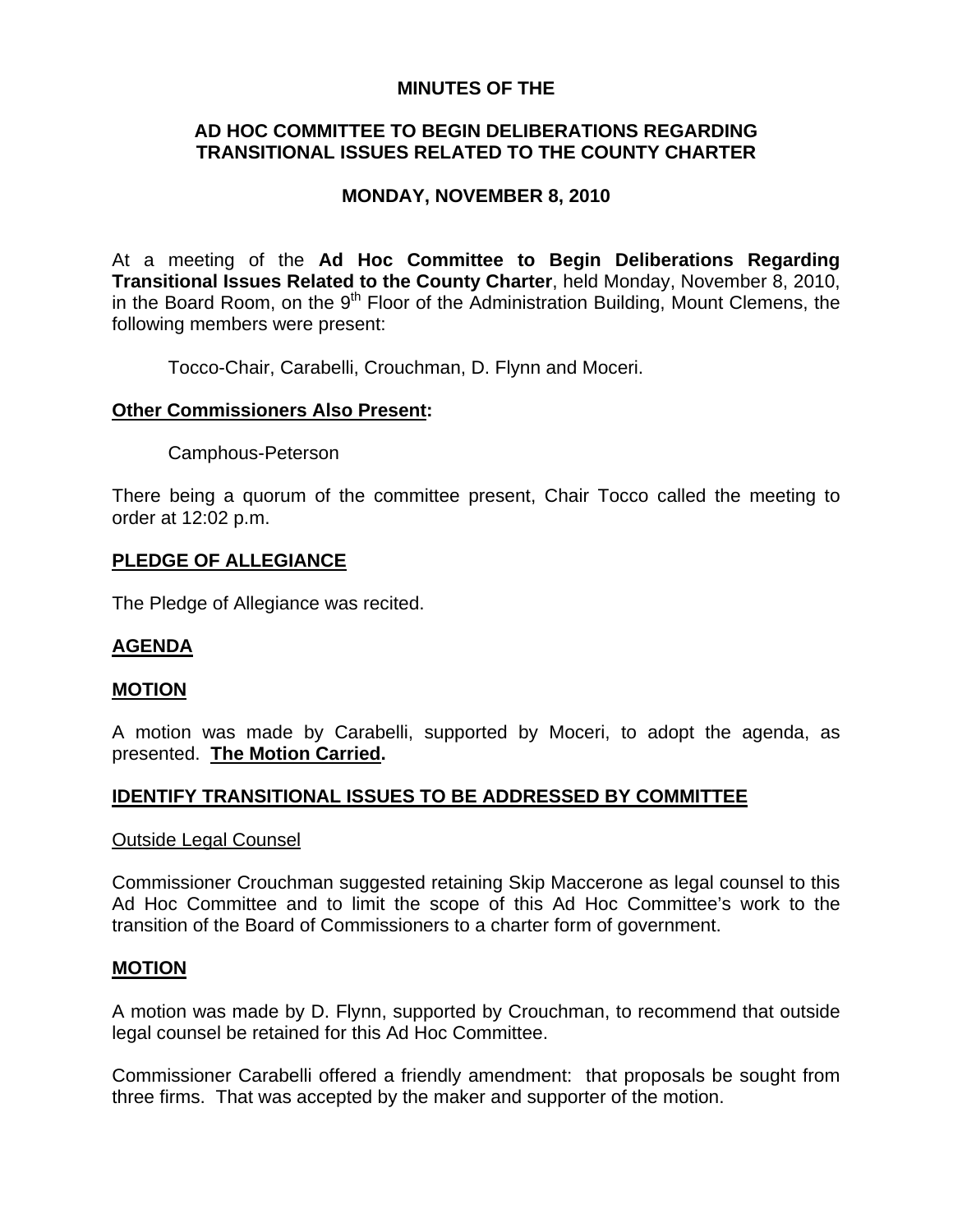**MINUTES OF THE**

**AD HOC COMMITTEE TO BEGIN DELIBERATIONS REGARDING TRANSITIONAL ISSUES RELATED TO THE COUNTY CHARTER**

**MONDAY, NOVEMBER 8, 2010**

At a meeting of the **Ad Hoc Committee to Begin Deliberations Regarding Transitional Issues Related to the County Charter**, held Monday, November 8, 2010, in the Board Room, on the 9th Floor of the Administration Building, Mount Clemens, the following members were present:

Tocco-Chair, Carabelli, Crouchman, D. Flynn and Moceri.

**Other Commissioners Also Present:**

Camphous-Peterson

There being a quorum of the committee present, Chair Tocco called the meeting to order at 12:02 p.m.

**PLEDGE OF ALLEGIANCE**

The Pledge of Allegiance was recited.

**AGENDA**

**MOTION**

A motion was made by Carabelli, supported by Moceri, to adopt the agenda, as presented. **The Motion Carried.**

**IDENTIFY TRANSITIONAL ISSUES TO BE ADDRESSED BY COMMITTEE**

Outside Legal Counsel

Commissioner Crouchman suggested retaining Skip Maccerone as legal counsel to this Ad Hoc Committee and to limit the scope of this Ad Hoc Committee's work to the transition of the Board of Commissioners to a charter form of government.

**MOTION**

A motion was made by D. Flynn, supported by Crouchman, to recommend that outside legal counsel be retained for this Ad Hoc Committee.

Commissioner Carabelli offered a friendly amendment: that proposals be sought from three firms. That was accepted by the maker and supporter of the motion.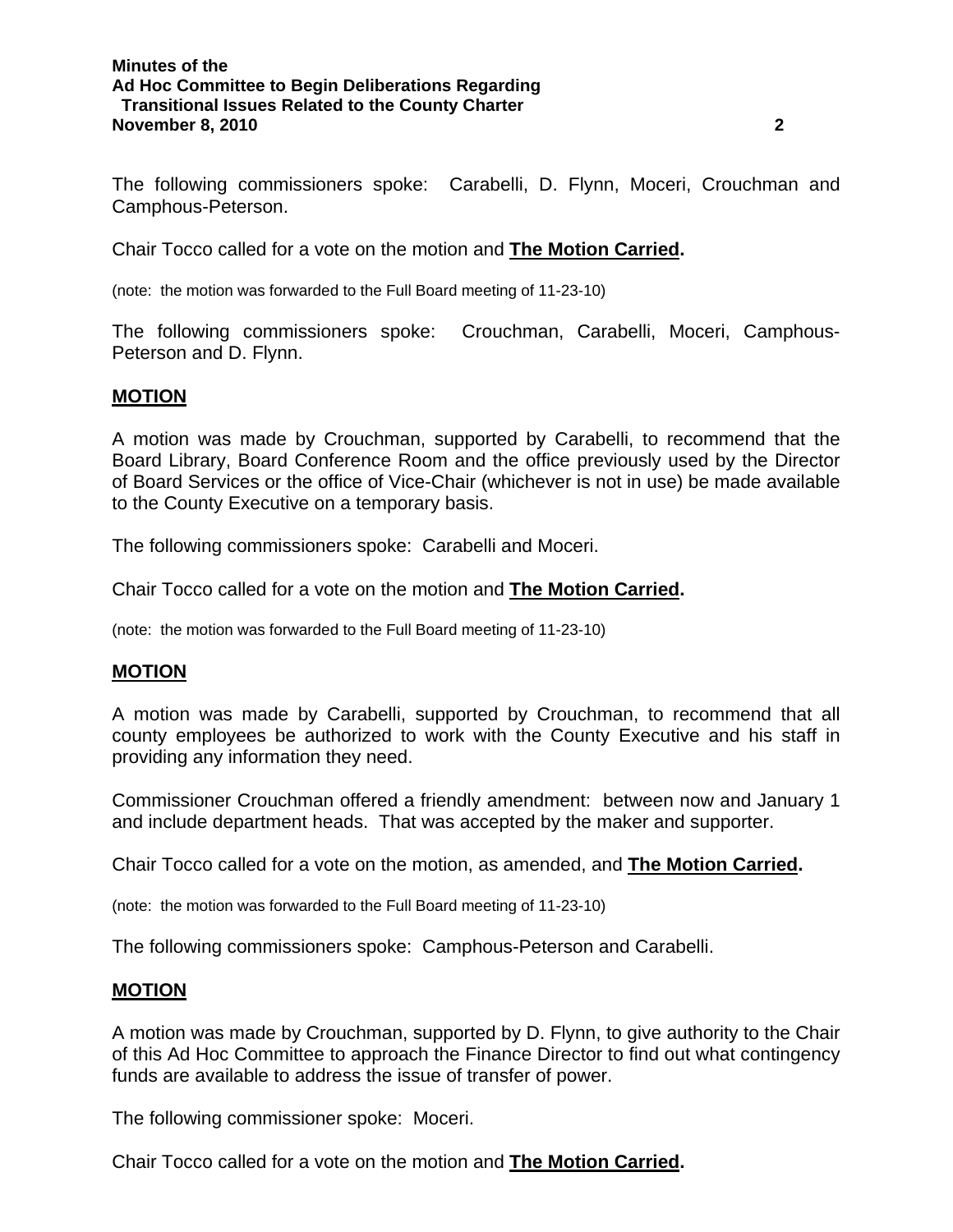The following commissioners spoke: Carabelli, D. Flynn, Moceri, Crouchman and Camphous-Peterson.

Chair Tocco called for a vote on the motion and **The Motion Carried.**

(note: the motion was forwarded to the Full Board meeting of 11-23-10)

The following commissioners spoke: Crouchman, Carabelli, Moceri, Camphous-Peterson and D. Flynn.

**MOTION**

A motion was made by Crouchman, supported by Carabelli, to recommend that the Board Library, Board Conference Room and the office previously used by the Director of Board Services or the office of Vice-Chair (whichever is not in use) be made available to the County Executive on a temporary basis.

The following commissioners spoke: Carabelli and Moceri.

Chair Tocco called for a vote on the motion and **The Motion Carried.**

(note: the motion was forwarded to the Full Board meeting of 11-23-10)

**MOTION**

A motion was made by Carabelli, supported by Crouchman, to recommend that all county employees be authorized to work with the County Executive and his staff in providing any information they need.

Commissioner Crouchman offered a friendly amendment: between now and January 1 and include department heads. That was accepted by the maker and supporter.

Chair Tocco called for a vote on the motion, as amended, and **The Motion Carried.**

(note: the motion was forwarded to the Full Board meeting of 11-23-10)

The following commissioners spoke: Camphous-Peterson and Carabelli.

**MOTION**

A motion was made by Crouchman, supported by D. Flynn, to give authority to the Chair of this Ad Hoc Committee to approach the Finance Director to find out what contingency funds are available to address the issue of transfer of power.

The following commissioner spoke: Moceri.

Chair Tocco called for a vote on the motion and **The Motion Carried.**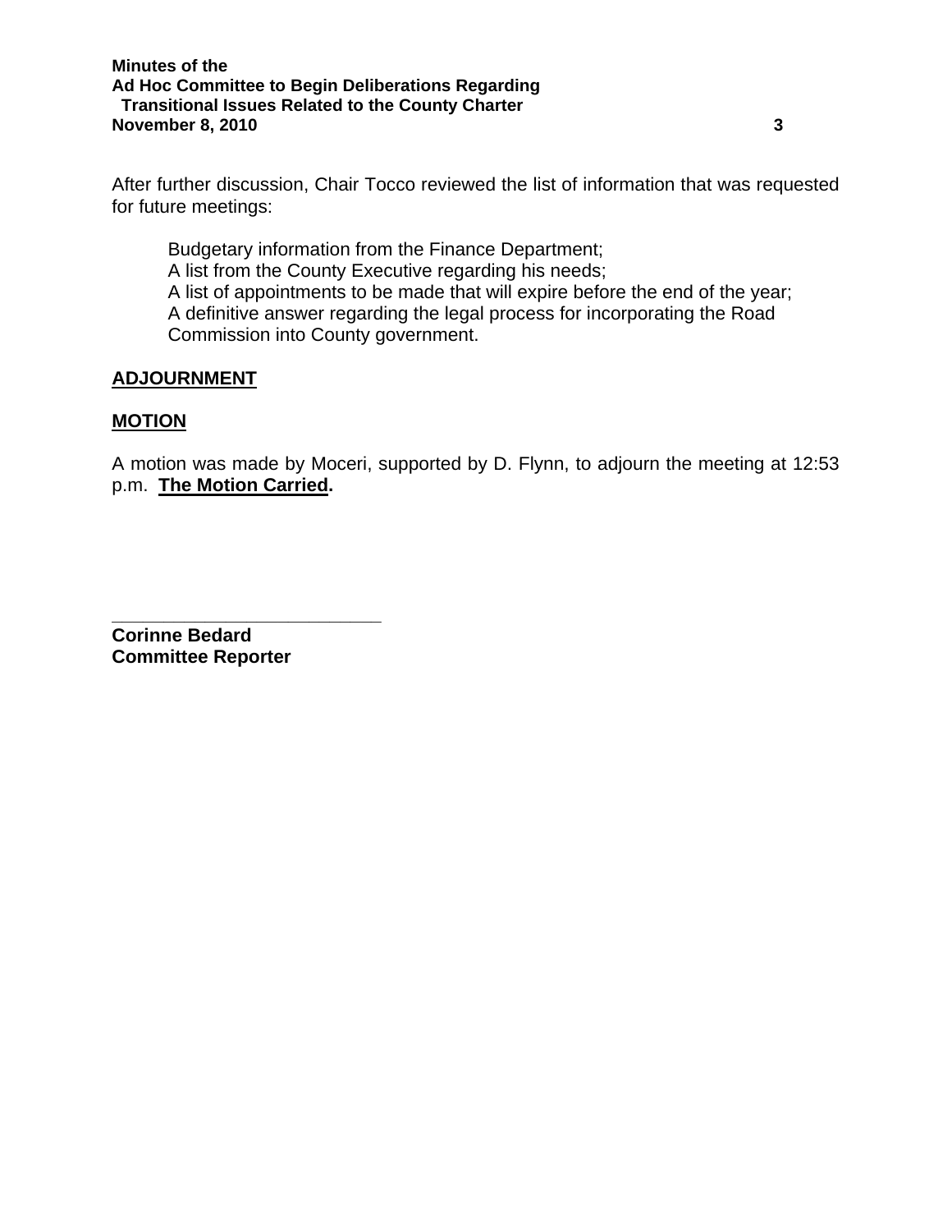After further discussion, Chair Tocco reviewed the list of information that was requested for future meetings:

Budgetary information from the Finance Department;
A list from the County Executive regarding his needs;
A list of appointments to be made that will expire before the end of the year;
A definitive answer regarding the legal process for incorporating the Road Commission into County government.

**ADJOURNMENT**

**MOTION**

A motion was made by Moceri, supported by D. Flynn, to adjourn the meeting at 12:53 p.m. **The Motion Carried.**

\_\_\_\_\_\_\_\_\_\_\_\_\_\_\_\_\_\_\_\_\_\_\_\_\_\_\_\_

**Corinne Bedard**
**Committee Reporter**